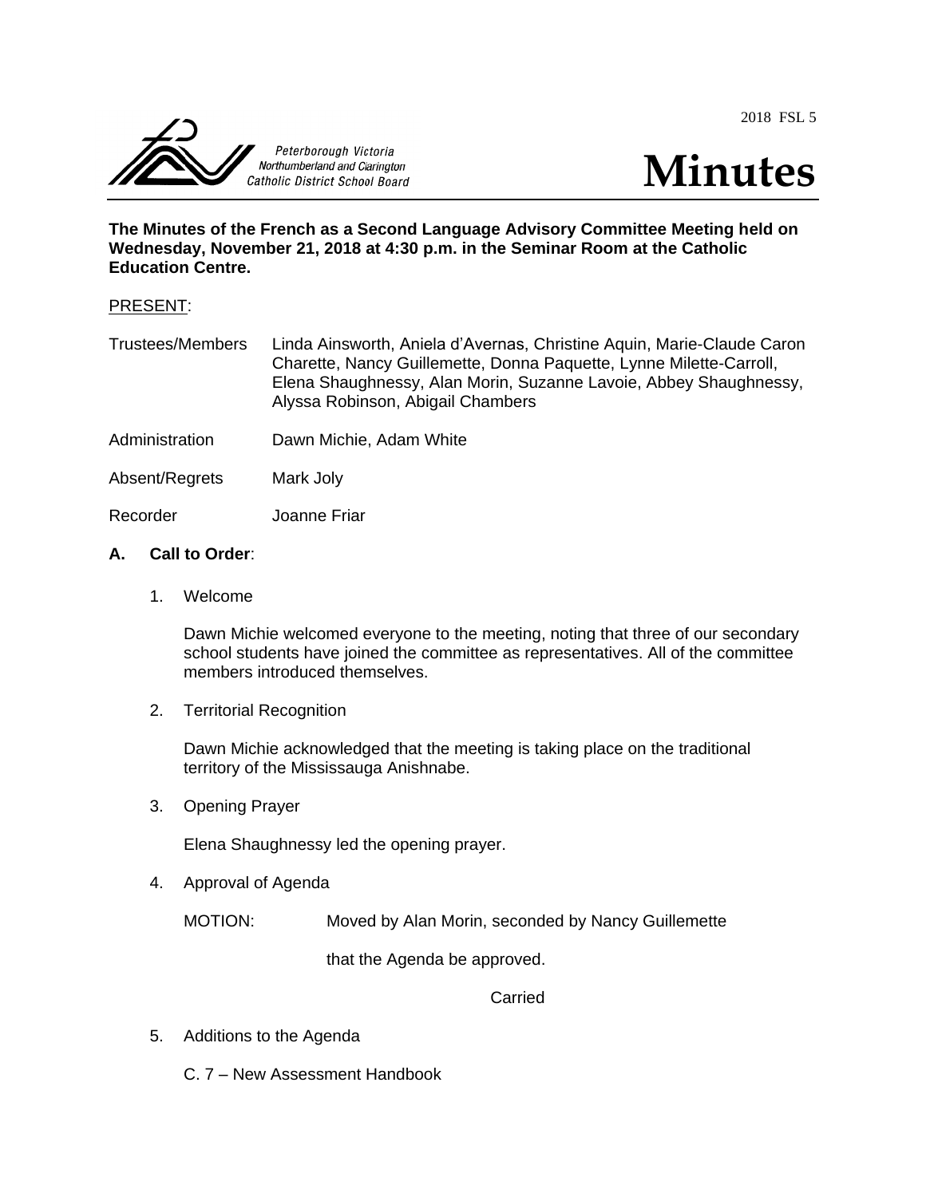2018 FSL 5

Peterborough Victoria Northumberland and Clarington Catholic District School Board

# Minutes

**The Minutes of the French as a Second Language Advisory Committee Meeting held on Wednesday, November 21, 2018 at 4:30 p.m. in the Seminar Room at the Catholic Education Centre.**

PRESENT:

| | |
|---|---|
| Trustees/Members | Linda Ainsworth, Aniela d'Avernas, Christine Aquin, Marie-Claude Caron Charette, Nancy Guillemette, Donna Paquette, Lynne Milette-Carroll, Elena Shaughnessy, Alan Morin, Suzanne Lavoie, Abbey Shaughnessy, Alyssa Robinson, Abigail Chambers |
| Administration | Dawn Michie, Adam White |
| Absent/Regrets | Mark Joly |
| Recorder | Joanne Friar |

## A. Call to Order:

1. Welcome

   Dawn Michie welcomed everyone to the meeting, noting that three of our secondary school students have joined the committee as representatives. All of the committee members introduced themselves.

2. Territorial Recognition

   Dawn Michie acknowledged that the meeting is taking place on the traditional territory of the Mississauga Anishnabe.

3. Opening Prayer

   Elena Shaughnessy led the opening prayer.

4. Approval of Agenda

   MOTION: Moved by Alan Morin, seconded by Nancy Guillemette

   that the Agenda be approved.

   Carried

5. Additions to the Agenda

   C. 7 – New Assessment Handbook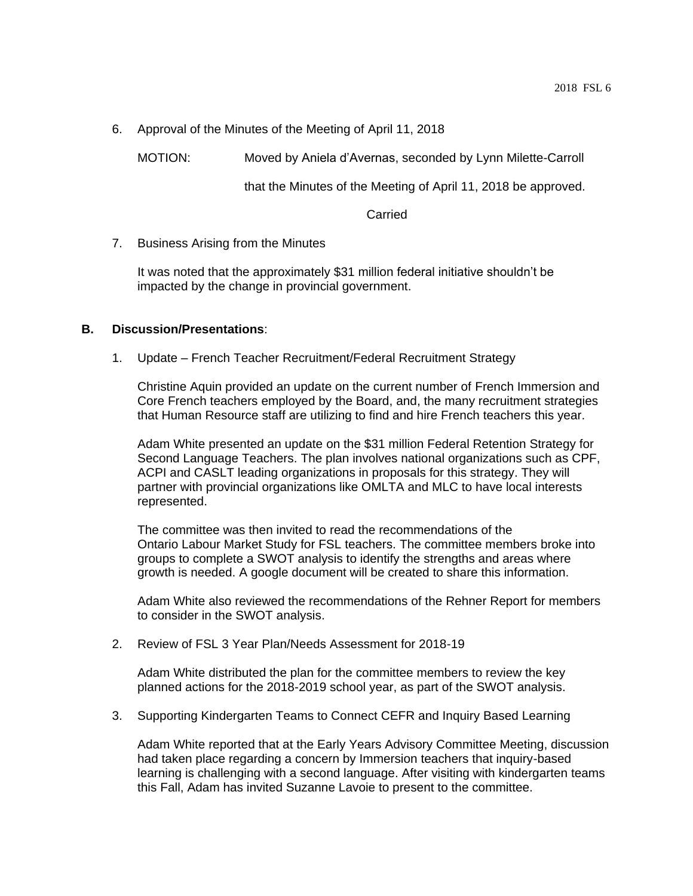6. Approval of the Minutes of the Meeting of April 11, 2018

   MOTION: Moved by Aniela d'Avernas, seconded by Lynn Milette-Carroll

   that the Minutes of the Meeting of April 11, 2018 be approved.

   Carried

7. Business Arising from the Minutes

   It was noted that the approximately $31 million federal initiative shouldn't be impacted by the change in provincial government.

**B. Discussion/Presentations**:

1. Update – French Teacher Recruitment/Federal Recruitment Strategy

   Christine Aquin provided an update on the current number of French Immersion and Core French teachers employed by the Board, and, the many recruitment strategies that Human Resource staff are utilizing to find and hire French teachers this year.

   Adam White presented an update on the $31 million Federal Retention Strategy for Second Language Teachers. The plan involves national organizations such as CPF, ACPI and CASLT leading organizations in proposals for this strategy. They will partner with provincial organizations like OMLTA and MLC to have local interests represented.

   The committee was then invited to read the recommendations of the Ontario Labour Market Study for FSL teachers. The committee members broke into groups to complete a SWOT analysis to identify the strengths and areas where growth is needed. A google document will be created to share this information.

   Adam White also reviewed the recommendations of the Rehner Report for members to consider in the SWOT analysis.

2. Review of FSL 3 Year Plan/Needs Assessment for 2018-19

   Adam White distributed the plan for the committee members to review the key planned actions for the 2018-2019 school year, as part of the SWOT analysis.

3. Supporting Kindergarten Teams to Connect CEFR and Inquiry Based Learning

   Adam White reported that at the Early Years Advisory Committee Meeting, discussion had taken place regarding a concern by Immersion teachers that inquiry-based learning is challenging with a second language. After visiting with kindergarten teams this Fall, Adam has invited Suzanne Lavoie to present to the committee.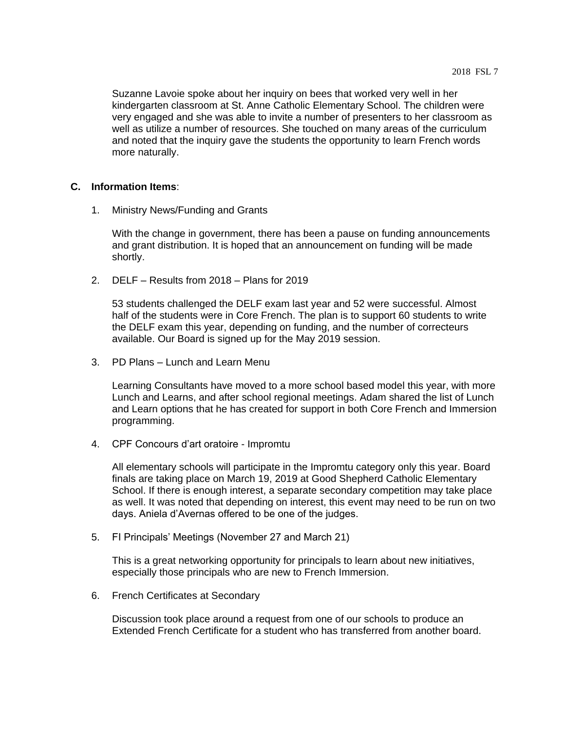Suzanne Lavoie spoke about her inquiry on bees that worked very well in her kindergarten classroom at St. Anne Catholic Elementary School. The children were very engaged and she was able to invite a number of presenters to her classroom as well as utilize a number of resources. She touched on many areas of the curriculum and noted that the inquiry gave the students the opportunity to learn French words more naturally.

**C. Information Items**:

1. Ministry News/Funding and Grants

   With the change in government, there has been a pause on funding announcements and grant distribution. It is hoped that an announcement on funding will be made shortly.

2. DELF – Results from 2018 – Plans for 2019

   53 students challenged the DELF exam last year and 52 were successful. Almost half of the students were in Core French. The plan is to support 60 students to write the DELF exam this year, depending on funding, and the number of correcteurs available. Our Board is signed up for the May 2019 session.

3. PD Plans – Lunch and Learn Menu

   Learning Consultants have moved to a more school based model this year, with more Lunch and Learns, and after school regional meetings. Adam shared the list of Lunch and Learn options that he has created for support in both Core French and Immersion programming.

4. CPF Concours d'art oratoire - Impromtu

   All elementary schools will participate in the Impromtu category only this year. Board finals are taking place on March 19, 2019 at Good Shepherd Catholic Elementary School. If there is enough interest, a separate secondary competition may take place as well. It was noted that depending on interest, this event may need to be run on two days. Aniela d'Avernas offered to be one of the judges.

5. FI Principals' Meetings (November 27 and March 21)

   This is a great networking opportunity for principals to learn about new initiatives, especially those principals who are new to French Immersion.

6. French Certificates at Secondary

   Discussion took place around a request from one of our schools to produce an Extended French Certificate for a student who has transferred from another board.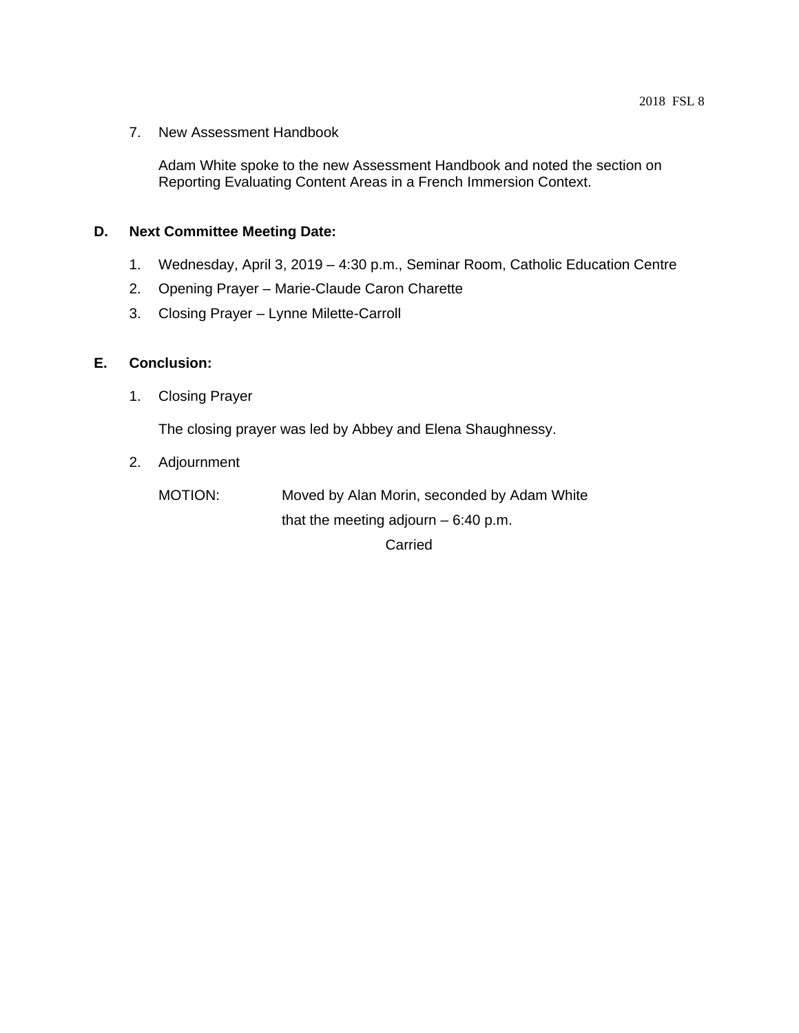7. New Assessment Handbook

   Adam White spoke to the new Assessment Handbook and noted the section on Reporting Evaluating Content Areas in a French Immersion Context.

**D. Next Committee Meeting Date:**

1. Wednesday, April 3, 2019 – 4:30 p.m., Seminar Room, Catholic Education Centre
2. Opening Prayer – Marie-Claude Caron Charette
3. Closing Prayer – Lynne Milette-Carroll

**E. Conclusion:**

1. Closing Prayer

   The closing prayer was led by Abbey and Elena Shaughnessy.

2. Adjournment

   MOTION: Moved by Alan Morin, seconded by Adam White that the meeting adjourn – 6:40 p.m.

   Carried